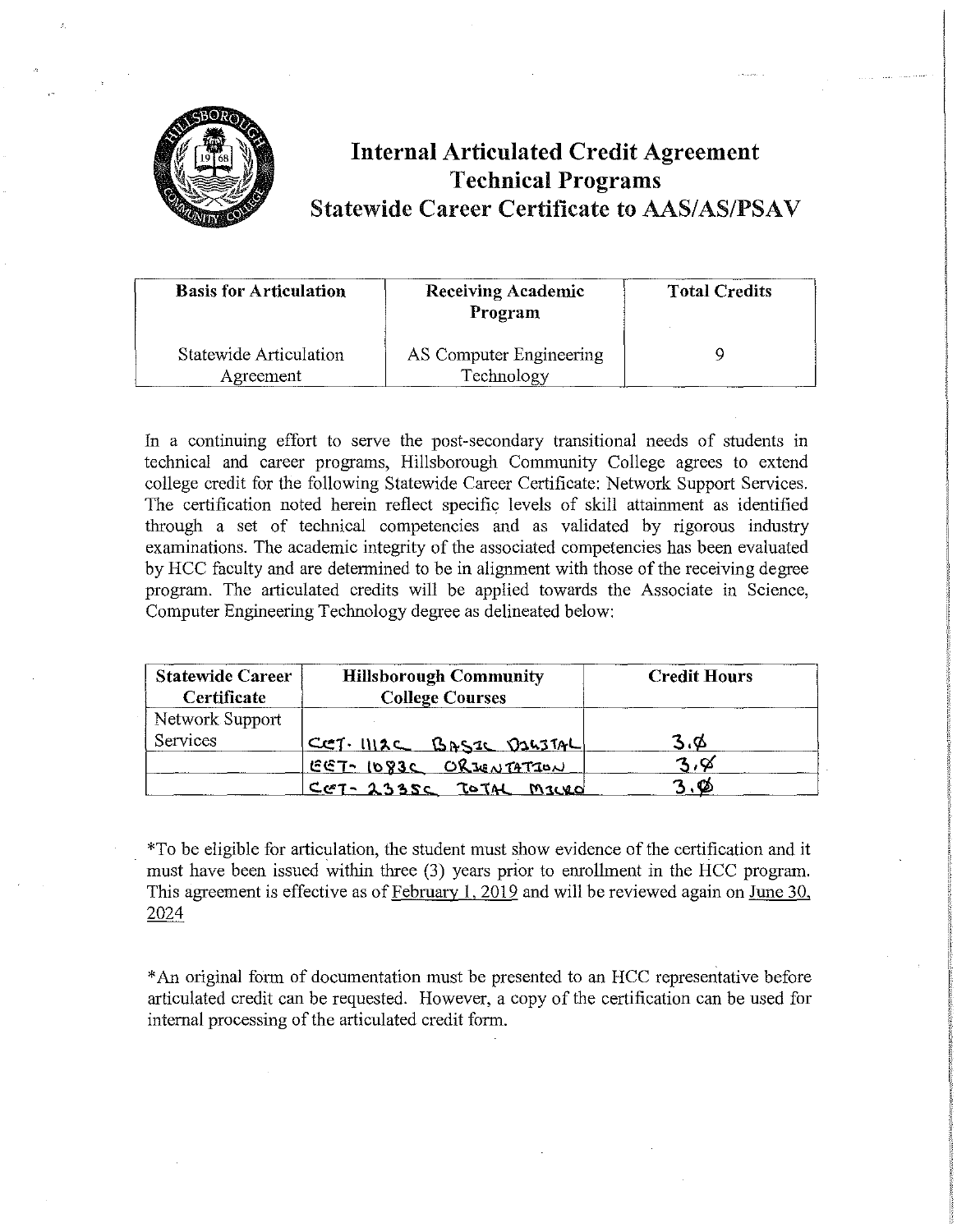# Internal Articulated Credit Agreement
## Technical Programs
## Statewide Career Certificate to AAS/AS/PSAV

| Basis for Articulation | Receiving Academic Program | Total Credits |
| --- | --- | --- |
| Statewide Articulation Agreement | AS Computer Engineering Technology | 9 |

In a continuing effort to serve the post-secondary transitional needs of students in technical and career programs, Hillsborough Community College agrees to extend college credit for the following Statewide Career Certificate: Network Support Services. The certification noted herein reflect specific levels of skill attainment as identified through a set of technical competencies and as validated by rigorous industry examinations. The academic integrity of the associated competencies has been evaluated by HCC faculty and are determined to be in alignment with those of the receiving degree program. The articulated credits will be applied towards the Associate in Science, Computer Engineering Technology degree as delineated below:

| Statewide Career Certificate | Hillsborough Community College Courses | Credit Hours |
| --- | --- | --- |
| Network Support Services | CET-1112C BASIC DIGITAL | 3.0 |
| | EET-1083C ORIENTATION | 3.0 |
| | CET-2335C TOTAL MICRO | 3.0 |

*To be eligible for articulation, the student must show evidence of the certification and it must have been issued within three (3) years prior to enrollment in the HCC program. This agreement is effective as of February 1, 2019 and will be reviewed again on June 30, 2024

*An original form of documentation must be presented to an HCC representative before articulated credit can be requested. However, a copy of the certification can be used for internal processing of the articulated credit form.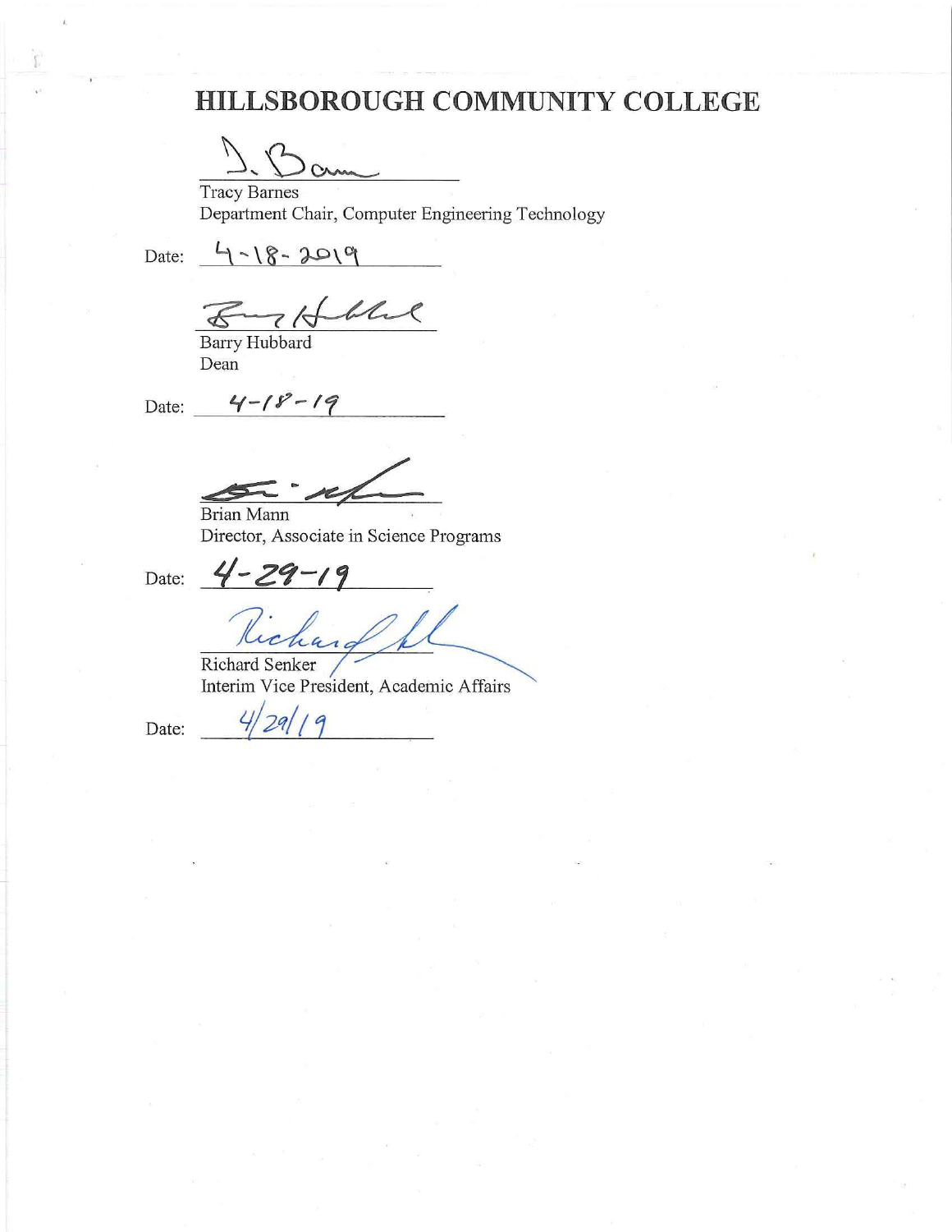# HILLSBOROUGH COMMUNITY COLLEGE

Tracy Barnes
Department Chair, Computer Engineering Technology

Date: 4-18-2019

Barry Hubbard
Dean

Date: 4-18-19

Brian Mann
Director, Associate in Science Programs

Date: 4-29-19

Richard Senker
Interim Vice President, Academic Affairs

Date: 4/29/19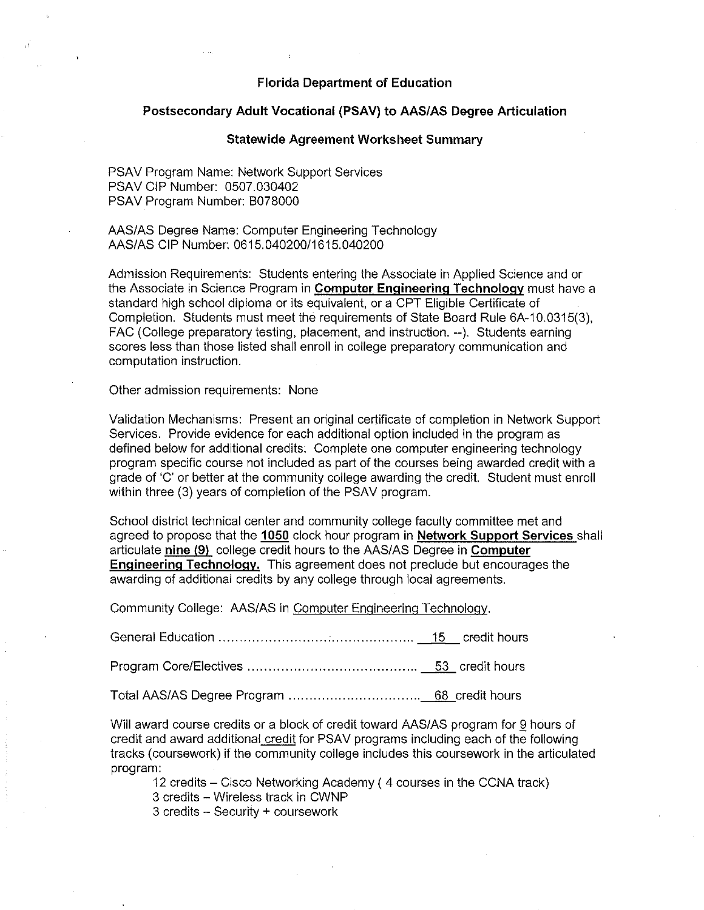## Florida Department of Education

### Postsecondary Adult Vocational (PSAV) to AAS/AS Degree Articulation

### Statewide Agreement Worksheet Summary

PSAV Program Name: Network Support Services
PSAV CIP Number: 0507.030402
PSAV Program Number: B078000

AAS/AS Degree Name: Computer Engineering Technology
AAS/AS CIP Number: 0615.040200/1615.040200

Admission Requirements: Students entering the Associate in Applied Science and or the Associate in Science Program in **Computer Engineering Technology** must have a standard high school diploma or its equivalent, or a CPT Eligible Certificate of Completion. Students must meet the requirements of State Board Rule 6A-10.0315(3), FAC (College preparatory testing, placement, and instruction. --). Students earning scores less than those listed shall enroll in college preparatory communication and computation instruction.

Other admission requirements: None

Validation Mechanisms: Present an original certificate of completion in Network Support Services. Provide evidence for each additional option included in the program as defined below for additional credits. Complete one computer engineering technology program specific course not included as part of the courses being awarded credit with a grade of 'C' or better at the community college awarding the credit. Student must enroll within three (3) years of completion of the PSAV program.

School district technical center and community college faculty committee met and agreed to propose that the **1050** clock hour program in **Network Support Services** shall articulate **nine (9)** college credit hours to the AAS/AS Degree in **Computer Engineering Technology.** This agreement does not preclude but encourages the awarding of additional credits by any college through local agreements.

Community College: AAS/AS in Computer Engineering Technology.

General Education ............................................ 15 credit hours

Program Core/Electives ....................................... 53 credit hours

Total AAS/AS Degree Program ............................... 68 credit hours

Will award course credits or a block of credit toward AAS/AS program for 9 hours of credit and award additional credit for PSAV programs including each of the following tracks (coursework) if the community college includes this coursework in the articulated program:

- 12 credits – Cisco Networking Academy ( 4 courses in the CCNA track)
- 3 credits – Wireless track in CWNP
- 3 credits – Security + coursework